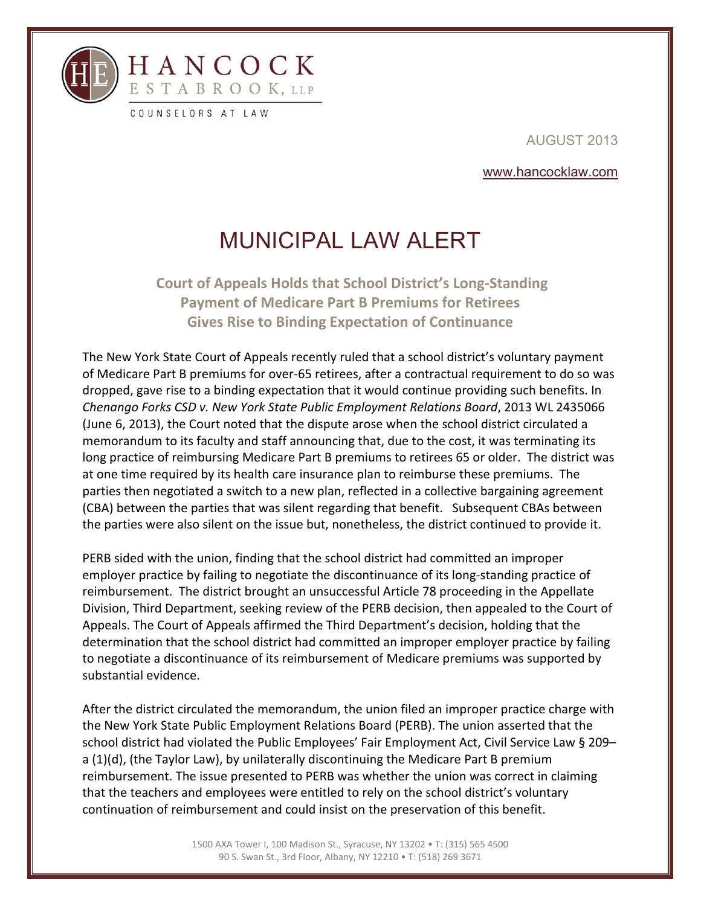HANCOCK ESTABROOK, LLP

COUNSELORS AT LAW

AUGUST 2013

www.hancocklaw.com

# MUNICIPAL LAW ALERT

## Court of Appeals Holds that School District's Long-Standing Payment of Medicare Part B Premiums for Retirees Gives Rise to Binding Expectation of Continuance

The New York State Court of Appeals recently ruled that a school district's voluntary payment of Medicare Part B premiums for over-65 retirees, after a contractual requirement to do so was dropped, gave rise to a binding expectation that it would continue providing such benefits. In *Chenango Forks CSD v. New York State Public Employment Relations Board*, 2013 WL 2435066 (June 6, 2013), the Court noted that the dispute arose when the school district circulated a memorandum to its faculty and staff announcing that, due to the cost, it was terminating its long practice of reimbursing Medicare Part B premiums to retirees 65 or older. The district was at one time required by its health care insurance plan to reimburse these premiums. The parties then negotiated a switch to a new plan, reflected in a collective bargaining agreement (CBA) between the parties that was silent regarding that benefit. Subsequent CBAs between the parties were also silent on the issue but, nonetheless, the district continued to provide it.

PERB sided with the union, finding that the school district had committed an improper employer practice by failing to negotiate the discontinuance of its long-standing practice of reimbursement. The district brought an unsuccessful Article 78 proceeding in the Appellate Division, Third Department, seeking review of the PERB decision, then appealed to the Court of Appeals. The Court of Appeals affirmed the Third Department's decision, holding that the determination that the school district had committed an improper employer practice by failing to negotiate a discontinuance of its reimbursement of Medicare premiums was supported by substantial evidence.

After the district circulated the memorandum, the union filed an improper practice charge with the New York State Public Employment Relations Board (PERB). The union asserted that the school district had violated the Public Employees' Fair Employment Act, Civil Service Law § 209–a (1)(d), (the Taylor Law), by unilaterally discontinuing the Medicare Part B premium reimbursement. The issue presented to PERB was whether the union was correct in claiming that the teachers and employees were entitled to rely on the school district's voluntary continuation of reimbursement and could insist on the preservation of this benefit.

1500 AXA Tower I, 100 Madison St., Syracuse, NY 13202 • T: (315) 565 4500
90 S. Swan St., 3rd Floor, Albany, NY 12210 • T: (518) 269 3671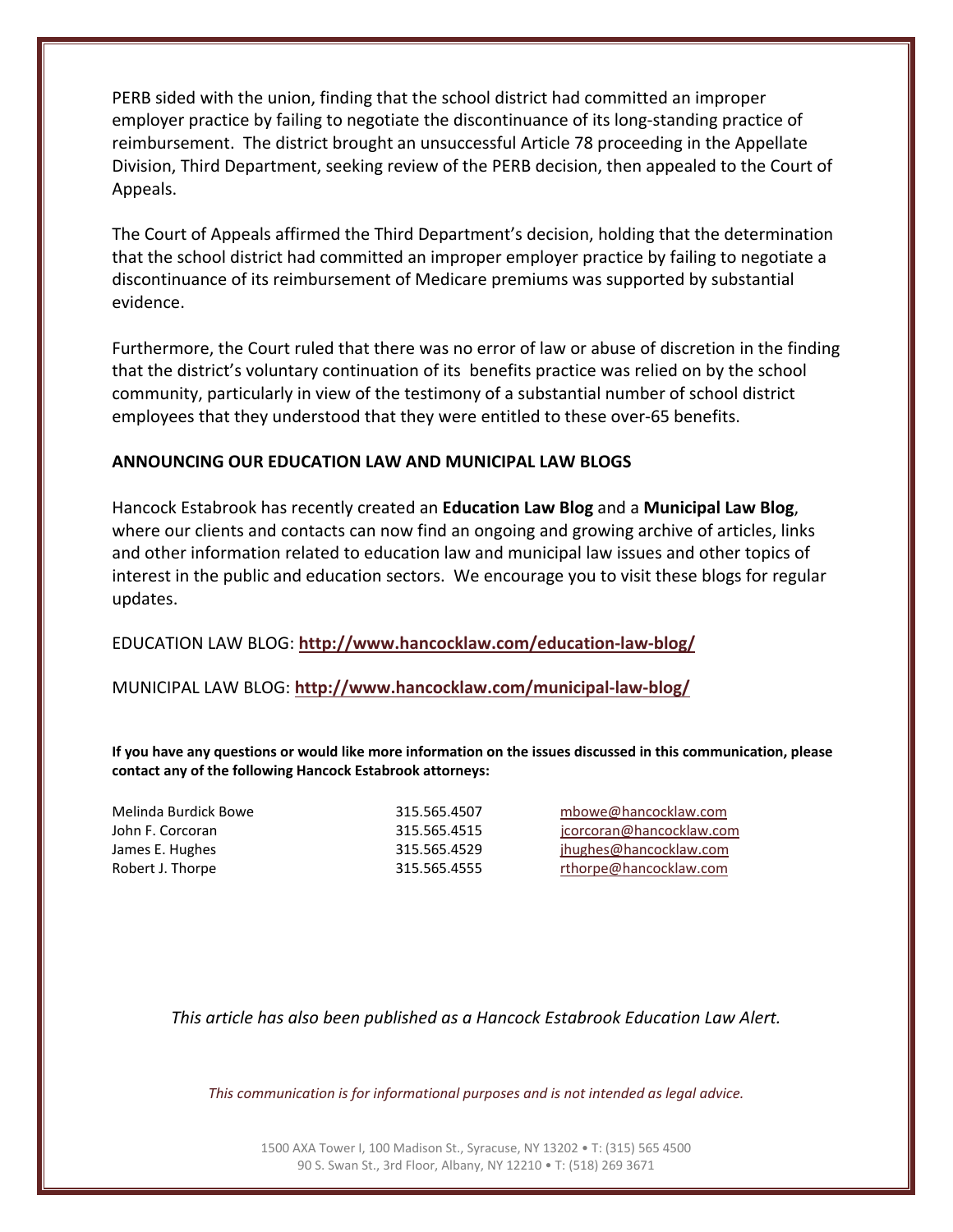PERB sided with the union, finding that the school district had committed an improper employer practice by failing to negotiate the discontinuance of its long-standing practice of reimbursement. The district brought an unsuccessful Article 78 proceeding in the Appellate Division, Third Department, seeking review of the PERB decision, then appealed to the Court of Appeals.

The Court of Appeals affirmed the Third Department's decision, holding that the determination that the school district had committed an improper employer practice by failing to negotiate a discontinuance of its reimbursement of Medicare premiums was supported by substantial evidence.

Furthermore, the Court ruled that there was no error of law or abuse of discretion in the finding that the district's voluntary continuation of its benefits practice was relied on by the school community, particularly in view of the testimony of a substantial number of school district employees that they understood that they were entitled to these over-65 benefits.

**ANNOUNCING OUR EDUCATION LAW AND MUNICIPAL LAW BLOGS**

Hancock Estabrook has recently created an **Education Law Blog** and a **Municipal Law Blog**, where our clients and contacts can now find an ongoing and growing archive of articles, links and other information related to education law and municipal law issues and other topics of interest in the public and education sectors. We encourage you to visit these blogs for regular updates.

EDUCATION LAW BLOG: **http://www.hancocklaw.com/education-law-blog/**

MUNICIPAL LAW BLOG: **http://www.hancocklaw.com/municipal-law-blog/**

**If you have any questions or would like more information on the issues discussed in this communication, please contact any of the following Hancock Estabrook attorneys:**

| | | |
|---|---|---|
| Melinda Burdick Bowe | 315.565.4507 | mbowe@hancocklaw.com |
| John F. Corcoran | 315.565.4515 | jcorcoran@hancocklaw.com |
| James E. Hughes | 315.565.4529 | jhughes@hancocklaw.com |
| Robert J. Thorpe | 315.565.4555 | rthorpe@hancocklaw.com |

*This article has also been published as a Hancock Estabrook Education Law Alert.*

*This communication is for informational purposes and is not intended as legal advice.*

1500 AXA Tower I, 100 Madison St., Syracuse, NY 13202 • T: (315) 565 4500
90 S. Swan St., 3rd Floor, Albany, NY 12210 • T: (518) 269 3671